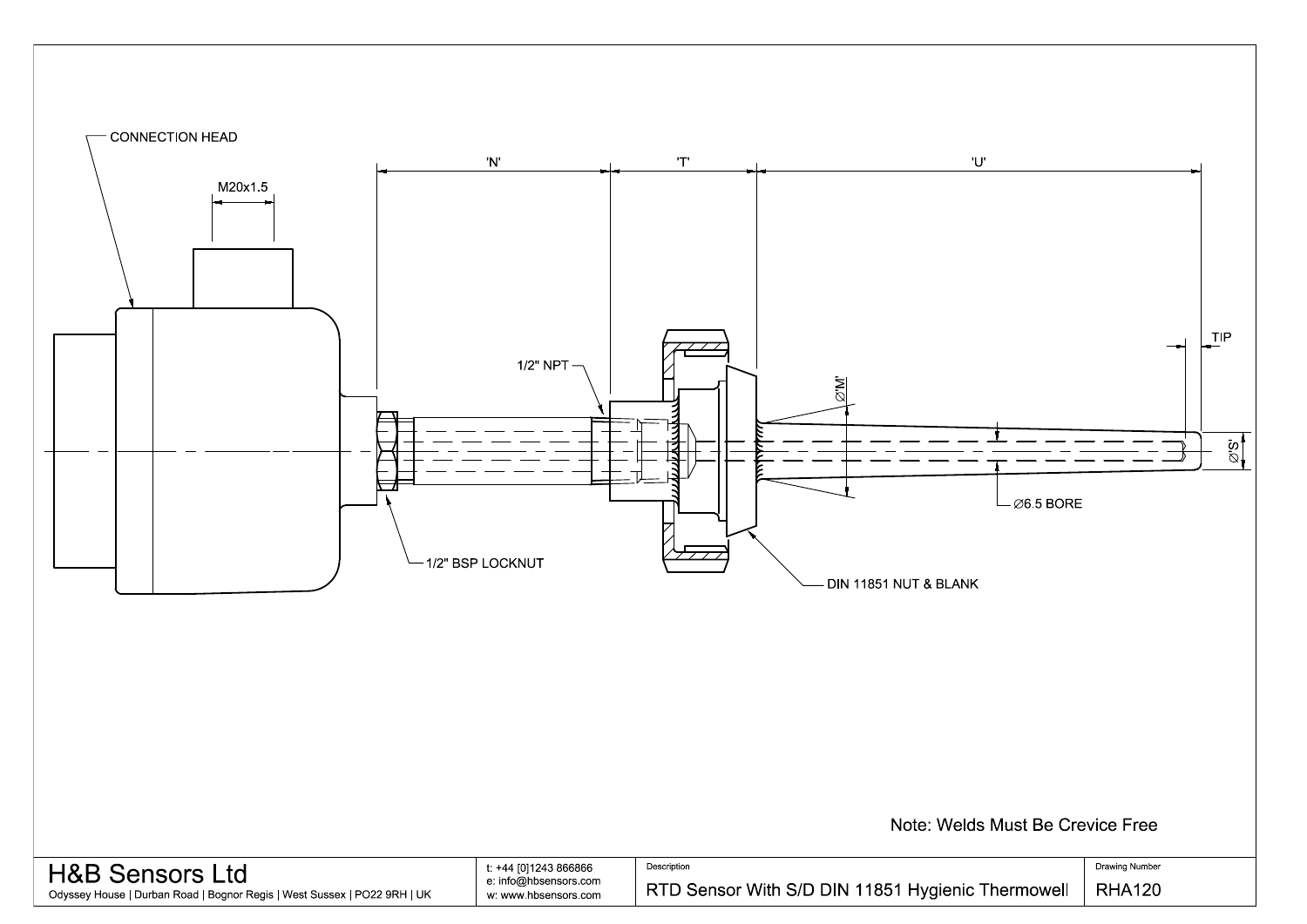CONNECTION HEAD

M20x1.5

'N'

'T'

'U'

1/2" NPT

$\varnothing$'M'

TIP

$\varnothing$'S'

$\varnothing$6.5 BORE

1/2" BSP LOCKNUT

DIN 11851 NUT & BLANK

Note: Welds Must Be Crevice Free

| H&B Sensors Ltd<br>Odyssey House \| Durban Road \| Bognor Regis \| West Sussex \| PO22 9RH \| UK | t: +44 [0]1243 866866<br>e: info@hbsensors.com<br>w: www.hbsensors.com | Description<br>RTD Sensor With S/D DIN 11851 Hygienic Thermowell | Drawing Number<br>RHA120 |
|---|---|---|---|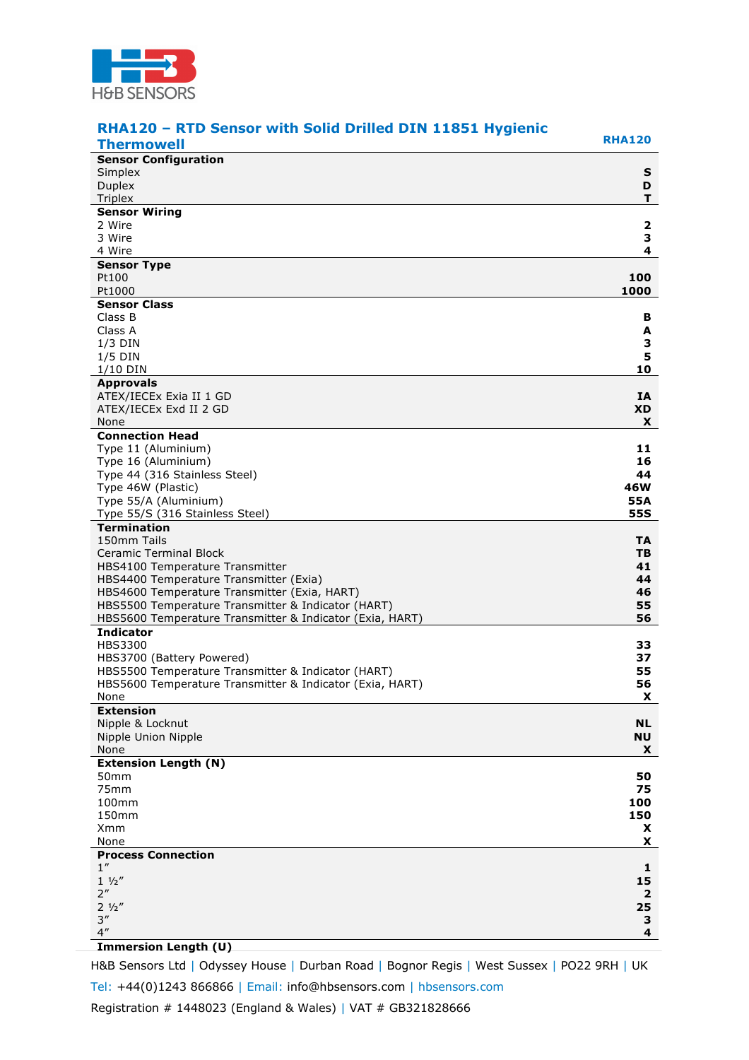## RHA120 – RTD Sensor with Solid Drilled DIN 11851 Hygienic Thermowell

**RHA120**

| | |
|---|---|
| **Sensor Configuration** | |
| Simplex | **S** |
| Duplex | **D** |
| Triplex | **T** |
| **Sensor Wiring** | |
| 2 Wire | **2** |
| 3 Wire | **3** |
| 4 Wire | **4** |
| **Sensor Type** | |
| Pt100 | **100** |
| Pt1000 | **1000** |
| **Sensor Class** | |
| Class B | **B** |
| Class A | **A** |
| 1/3 DIN | **3** |
| 1/5 DIN | **5** |
| 1/10 DIN | **10** |
| **Approvals** | |
| ATEX/IECEx Exia II 1 GD | **IA** |
| ATEX/IECEx Exd II 2 GD | **XD** |
| None | **X** |
| **Connection Head** | |
| Type 11 (Aluminium) | **11** |
| Type 16 (Aluminium) | **16** |
| Type 44 (316 Stainless Steel) | **44** |
| Type 46W (Plastic) | **46W** |
| Type 55/A (Aluminium) | **55A** |
| Type 55/S (316 Stainless Steel) | **55S** |
| **Termination** | |
| 150mm Tails | **TA** |
| Ceramic Terminal Block | **TB** |
| HBS4100 Temperature Transmitter | **41** |
| HBS4400 Temperature Transmitter (Exia) | **44** |
| HBS4600 Temperature Transmitter (Exia, HART) | **46** |
| HBS5500 Temperature Transmitter & Indicator (HART) | **55** |
| HBS5600 Temperature Transmitter & Indicator (Exia, HART) | **56** |
| **Indicator** | |
| HBS3300 | **33** |
| HBS3700 (Battery Powered) | **37** |
| HBS5500 Temperature Transmitter & Indicator (HART) | **55** |
| HBS5600 Temperature Transmitter & Indicator (Exia, HART) | **56** |
| None | **X** |
| **Extension** | |
| Nipple & Locknut | **NL** |
| Nipple Union Nipple | **NU** |
| None | **X** |
| **Extension Length (N)** | |
| 50mm | **50** |
| 75mm | **75** |
| 100mm | **100** |
| 150mm | **150** |
| Xmm | **X** |
| None | **X** |
| **Process Connection** | |
| 1″ | **1** |
| 1 ½″ | **15** |
| 2″ | **2** |
| 2 ½″ | **25** |
| 3″ | **3** |
| 4″ | **4** |
| **Immersion Length (U)** | |

H&B Sensors Ltd | Odyssey House | Durban Road | Bognor Regis | West Sussex | PO22 9RH | UK

Tel: +44(0)1243 866866 | Email: info@hbsensors.com | hbsensors.com

Registration # 1448023 (England & Wales) | VAT # GB321828666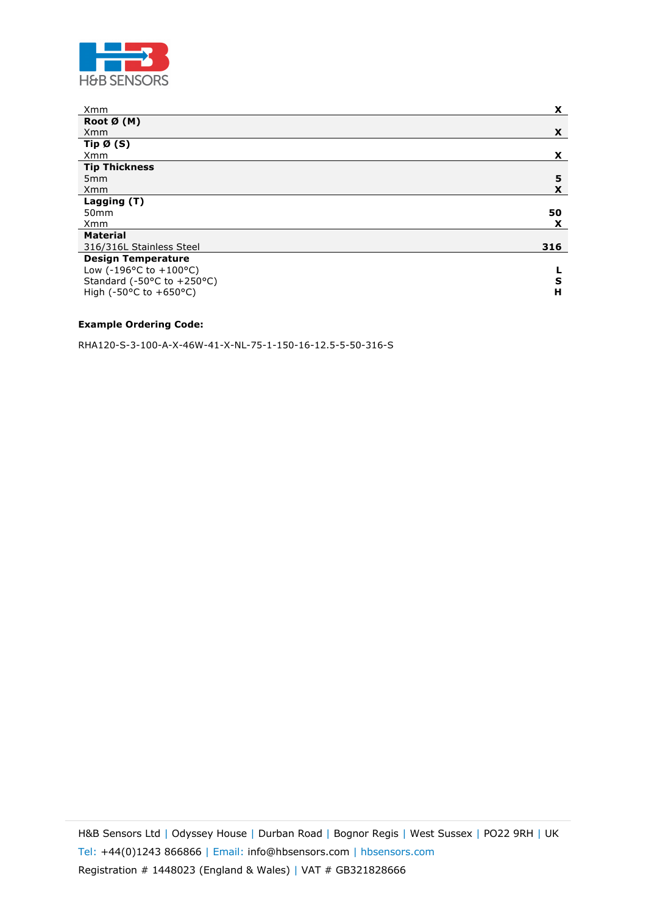| | |
|---|---|
| Xmm | **X** |
| **Root Ø (M)** | |
| Xmm | **X** |
| **Tip Ø (S)** | |
| Xmm | **X** |
| **Tip Thickness** | |
| 5mm | **5** |
| Xmm | **X** |
| **Lagging (T)** | |
| 50mm | **50** |
| Xmm | **X** |
| **Material** | |
| 316/316L Stainless Steel | **316** |
| **Design Temperature** | |
| Low (-196°C to +100°C) | **L** |
| Standard (-50°C to +250°C) | **S** |
| High (-50°C to +650°C) | **H** |

**Example Ordering Code:**

RHA120-S-3-100-A-X-46W-41-X-NL-75-1-150-16-12.5-5-50-316-S

H&B Sensors Ltd | Odyssey House | Durban Road | Bognor Regis | West Sussex | PO22 9RH | UK
Tel: +44(0)1243 866866 | Email: info@hbsensors.com | hbsensors.com
Registration # 1448023 (England & Wales) | VAT # GB321828666